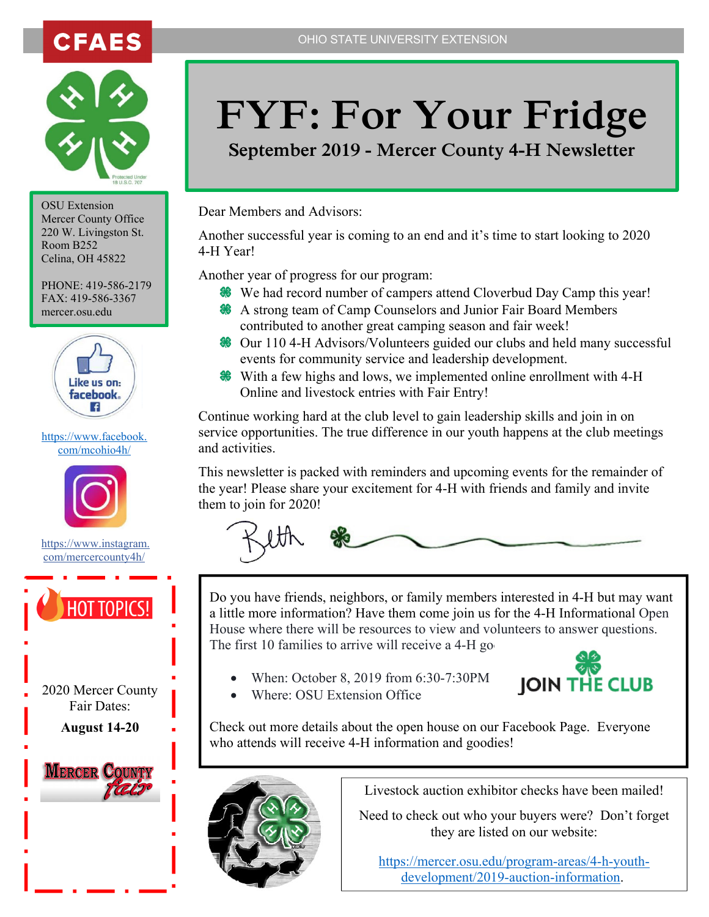# FYF: For Your Fridge

## September 2019 - Mercer County 4-H Newsletter

OSU Extension
Mercer County Office
220 W. Livingston St.
Room B252
Celina, OH 45822

PHONE: 419-586-2179
FAX: 419-586-3367
mercer.osu.edu

https://www.facebook.com/mcohio4h/

https://www.instagram.com/mercercounty4h/

Dear Members and Advisors:

Another successful year is coming to an end and it's time to start looking to 2020 4-H Year!

Another year of progress for our program:

- We had record number of campers attend Cloverbud Day Camp this year!
- A strong team of Camp Counselors and Junior Fair Board Members contributed to another great camping season and fair week!
- Our 110 4-H Advisors/Volunteers guided our clubs and held many successful events for community service and leadership development.
- With a few highs and lows, we implemented online enrollment with 4-H Online and livestock entries with Fair Entry!

Continue working hard at the club level to gain leadership skills and join in on service opportunities. The true difference in our youth happens at the club meetings and activities.

This newsletter is packed with reminders and upcoming events for the remainder of the year! Please share your excitement for 4-H with friends and family and invite them to join for 2020!

Beth

---

Do you have friends, neighbors, or family members interested in 4-H but may want a little more information? Have them come join us for the 4-H Informational Open House where there will be resources to view and volunteers to answer questions. The first 10 families to arrive will receive a 4-H go

- When: October 8, 2019 from 6:30-7:30PM
- Where: OSU Extension Office

JOIN THE CLUB

Check out more details about the open house on our Facebook Page. Everyone who attends will receive 4-H information and goodies!

---

## HOT TOPICS!

2020 Mercer County Fair Dates:

**August 14-20**

Mercer County fair

---

Livestock auction exhibitor checks have been mailed!

Need to check out who your buyers were? Don't forget they are listed on our website:

https://mercer.osu.edu/program-areas/4-h-youth-development/2019-auction-information.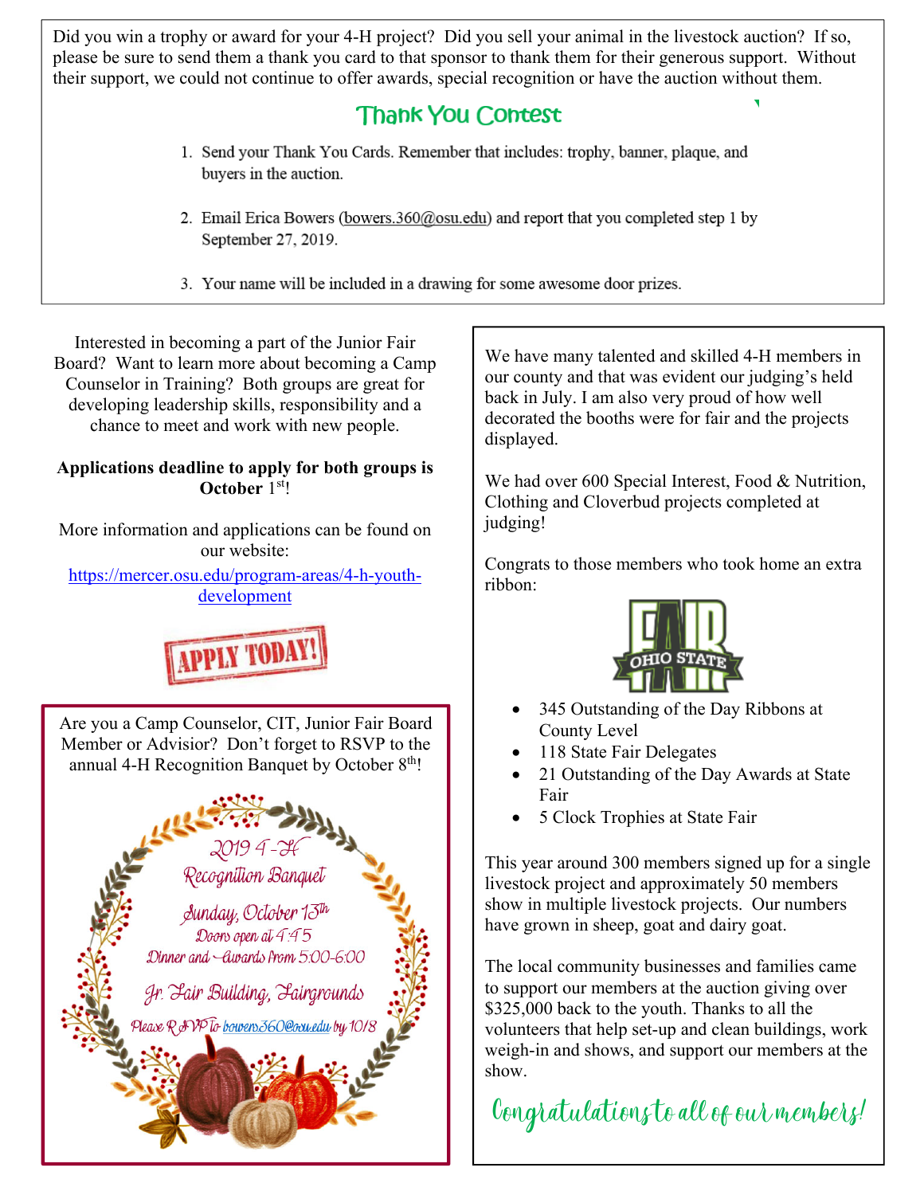Did you win a trophy or award for your 4-H project? Did you sell your animal in the livestock auction? If so, please be sure to send them a thank you card to that sponsor to thank them for their generous support. Without their support, we could not continue to offer awards, special recognition or have the auction without them.

## Thank You Contest

1. Send your Thank You Cards. Remember that includes: trophy, banner, plaque, and buyers in the auction.
2. Email Erica Bowers (bowers.360@osu.edu) and report that you completed step 1 by September 27, 2019.
3. Your name will be included in a drawing for some awesome door prizes.

Interested in becoming a part of the Junior Fair Board? Want to learn more about becoming a Camp Counselor in Training? Both groups are great for developing leadership skills, responsibility and a chance to meet and work with new people.

**Applications deadline to apply for both groups is October 1st!**

More information and applications can be found on our website:
https://mercer.osu.edu/program-areas/4-h-youth-development

APPLY TODAY!

Are you a Camp Counselor, CIT, Junior Fair Board Member or Advisor? Don't forget to RSVP to the annual 4-H Recognition Banquet by October 8th!

2019 4-H
Recognition Banquet
Sunday, October 13th
Doors open at 4:45
Dinner and Awards from 5:00-6:00
Jr. Fair Building, Fairgrounds
Please RSVP to bowers360@osu.edu by 10/8

We have many talented and skilled 4-H members in our county and that was evident our judging's held back in July. I am also very proud of how well decorated the booths were for fair and the projects displayed.

We had over 600 Special Interest, Food & Nutrition, Clothing and Cloverbud projects completed at judging!

Congrats to those members who took home an extra ribbon:

- 345 Outstanding of the Day Ribbons at County Level
- 118 State Fair Delegates
- 21 Outstanding of the Day Awards at State Fair
- 5 Clock Trophies at State Fair

This year around 300 members signed up for a single livestock project and approximately 50 members show in multiple livestock projects. Our numbers have grown in sheep, goat and dairy goat.

The local community businesses and families came to support our members at the auction giving over $325,000 back to the youth. Thanks to all the volunteers that help set-up and clean buildings, work weigh-in and shows, and support our members at the show.

*Congratulations to all of our members!*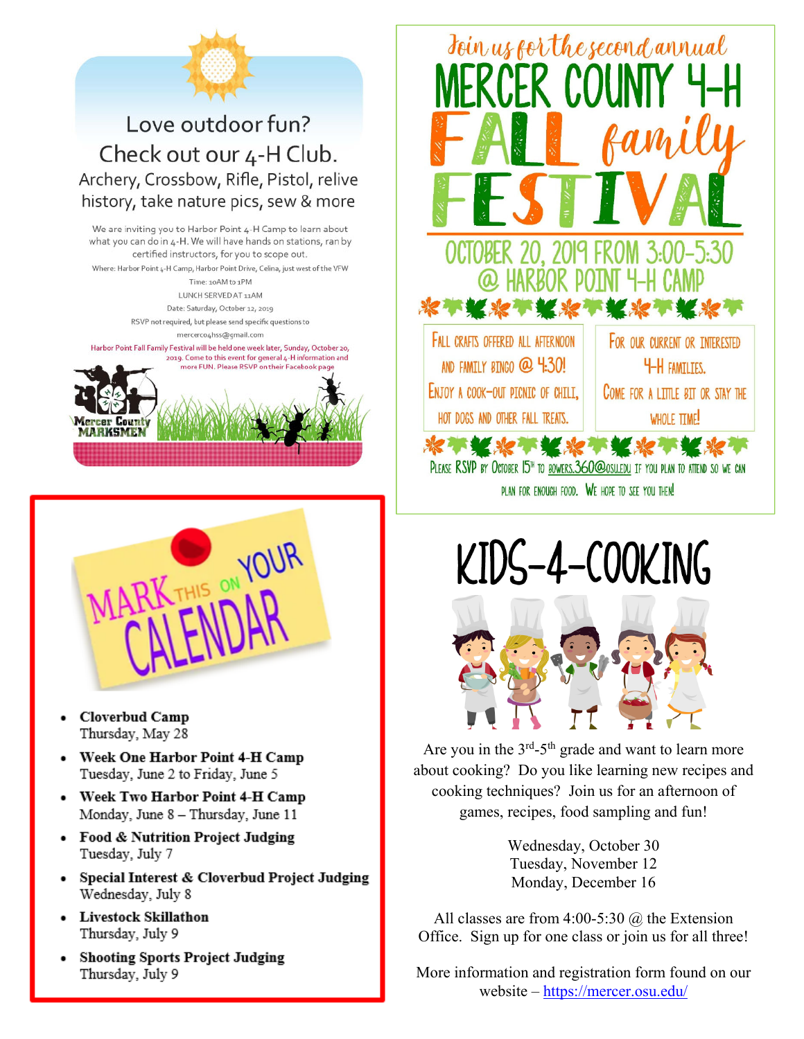Love outdoor fun?

Check out our 4-H Club.

Archery, Crossbow, Rifle, Pistol, relive history, take nature pics, sew & more

We are inviting you to Harbor Point 4-H Camp to learn about what you can do in 4-H. We will have hands on stations, ran by certified instructors, for you to scope out.

Where: Harbor Point 4-H Camp, Harbor Point Drive, Celina, just west of the VFW

Time: 10AM to 1PM

LUNCH SERVED AT 11AM

Date: Saturday, October 12, 2019

RSVP not required, but please send specific questions to mercerco4hss@gmail.com

Harbor Point Fall Family Festival will be held one week later, Sunday, October 20, 2019. Come to this event for general 4-H information and more FUN. Please RSVP on their Facebook page

Mercer County MARKSMEN

Join us for the second annual

# MERCER COUNTY 4-H FALL family FESTIVAL

OCTOBER 20, 2019 FROM 3:00-5:30 @ HARBOR POINT 4-H CAMP

FALL CRAFTS OFFERED ALL AFTERNOON AND FAMILY BINGO @ 4:30! ENJOY A COOK-OUT PICNIC OF CHILI, HOT DOGS AND OTHER FALL TREATS.

FOR OUR CURRENT OR INTERESTED 4-H FAMILIES. COME FOR A LITTLE BIT OR STAY THE WHOLE TIME!

PLEASE RSVP BY OCTOBER 15TH TO BOWERS.360@OSU.EDU IF YOU PLAN TO ATTEND SO WE CAN PLAN FOR ENOUGH FOOD. WE HOPE TO SEE YOU THEN!

MARK THIS ON YOUR CALENDAR

- **Cloverbud Camp**
  Thursday, May 28
- **Week One Harbor Point 4-H Camp**
  Tuesday, June 2 to Friday, June 5
- **Week Two Harbor Point 4-H Camp**
  Monday, June 8 – Thursday, June 11
- **Food & Nutrition Project Judging**
  Tuesday, July 7
- **Special Interest & Cloverbud Project Judging**
  Wednesday, July 8
- **Livestock Skillathon**
  Thursday, July 9
- **Shooting Sports Project Judging**
  Thursday, July 9

# KIDS-4-COOKING

Are you in the 3rd-5th grade and want to learn more about cooking? Do you like learning new recipes and cooking techniques? Join us for an afternoon of games, recipes, food sampling and fun!

Wednesday, October 30
Tuesday, November 12
Monday, December 16

All classes are from 4:00-5:30 @ the Extension Office. Sign up for one class or join us for all three!

More information and registration form found on our website – https://mercer.osu.edu/